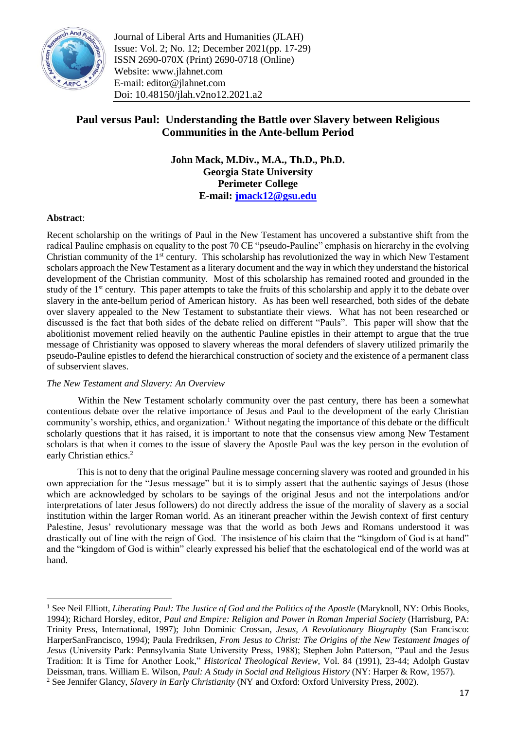# Paul versus Paul: Understanding the Battle over Slavery between Religious Communities in the Ante-bellum Period

**John Mack, M.Div., M.A., Th.D., Ph.D.**
**Georgia State University**
**Perimeter College**
**E-mail: jmack12@gsu.edu**

**Abstract**:

Recent scholarship on the writings of Paul in the New Testament has uncovered a substantive shift from the radical Pauline emphasis on equality to the post 70 CE "pseudo-Pauline" emphasis on hierarchy in the evolving Christian community of the 1st century. This scholarship has revolutionized the way in which New Testament scholars approach the New Testament as a literary document and the way in which they understand the historical development of the Christian community. Most of this scholarship has remained rooted and grounded in the study of the 1st century. This paper attempts to take the fruits of this scholarship and apply it to the debate over slavery in the ante-bellum period of American history. As has been well researched, both sides of the debate over slavery appealed to the New Testament to substantiate their views. What has not been researched or discussed is the fact that both sides of the debate relied on different "Pauls". This paper will show that the abolitionist movement relied heavily on the authentic Pauline epistles in their attempt to argue that the true message of Christianity was opposed to slavery whereas the moral defenders of slavery utilized primarily the pseudo-Pauline epistles to defend the hierarchical construction of society and the existence of a permanent class of subservient slaves.

*The New Testament and Slavery: An Overview*

Within the New Testament scholarly community over the past century, there has been a somewhat contentious debate over the relative importance of Jesus and Paul to the development of the early Christian community's worship, ethics, and organization.[1] Without negating the importance of this debate or the difficult scholarly questions that it has raised, it is important to note that the consensus view among New Testament scholars is that when it comes to the issue of slavery the Apostle Paul was the key person in the evolution of early Christian ethics.[2]

This is not to deny that the original Pauline message concerning slavery was rooted and grounded in his own appreciation for the "Jesus message" but it is to simply assert that the authentic sayings of Jesus (those which are acknowledged by scholars to be sayings of the original Jesus and not the interpolations and/or interpretations of later Jesus followers) do not directly address the issue of the morality of slavery as a social institution within the larger Roman world. As an itinerant preacher within the Jewish context of first century Palestine, Jesus' revolutionary message was that the world as both Jews and Romans understood it was drastically out of line with the reign of God. The insistence of his claim that the "kingdom of God is at hand" and the "kingdom of God is within" clearly expressed his belief that the eschatological end of the world was at hand.

---

[1] See Neil Elliott, *Liberating Paul: The Justice of God and the Politics of the Apostle* (Maryknoll, NY: Orbis Books, 1994); Richard Horsley, editor, *Paul and Empire: Religion and Power in Roman Imperial Society* (Harrisburg, PA: Trinity Press, International, 1997); John Dominic Crossan, *Jesus, A Revolutionary Biography* (San Francisco: HarperSanFrancisco, 1994); Paula Fredriksen, *From Jesus to Christ: The Origins of the New Testament Images of Jesus* (University Park: Pennsylvania State University Press, 1988); Stephen John Patterson, "Paul and the Jesus Tradition: It is Time for Another Look," *Historical Theological Review,* Vol. 84 (1991), 23-44; Adolph Gustav Deissman, trans. William E. Wilson, *Paul: A Study in Social and Religious History* (NY: Harper & Row, 1957).

[2] See Jennifer Glancy, *Slavery in Early Christianity* (NY and Oxford: Oxford University Press, 2002).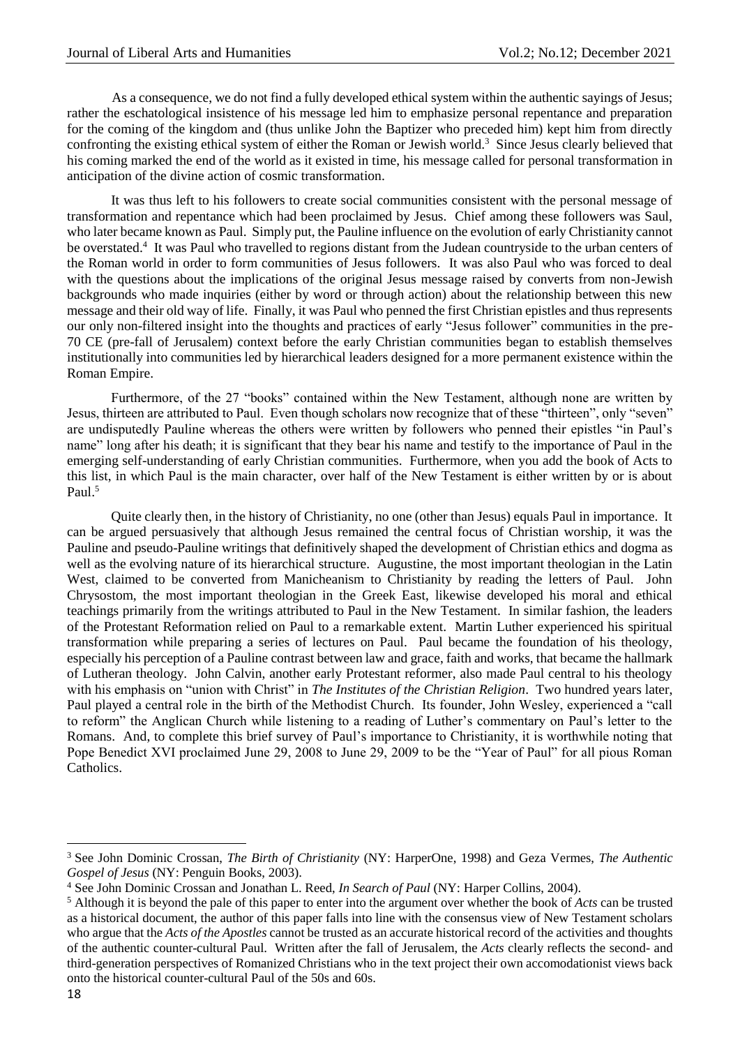As a consequence, we do not find a fully developed ethical system within the authentic sayings of Jesus; rather the eschatological insistence of his message led him to emphasize personal repentance and preparation for the coming of the kingdom and (thus unlike John the Baptizer who preceded him) kept him from directly confronting the existing ethical system of either the Roman or Jewish world.[3] Since Jesus clearly believed that his coming marked the end of the world as it existed in time, his message called for personal transformation in anticipation of the divine action of cosmic transformation.

It was thus left to his followers to create social communities consistent with the personal message of transformation and repentance which had been proclaimed by Jesus. Chief among these followers was Saul, who later became known as Paul. Simply put, the Pauline influence on the evolution of early Christianity cannot be overstated.[4] It was Paul who travelled to regions distant from the Judean countryside to the urban centers of the Roman world in order to form communities of Jesus followers. It was also Paul who was forced to deal with the questions about the implications of the original Jesus message raised by converts from non-Jewish backgrounds who made inquiries (either by word or through action) about the relationship between this new message and their old way of life. Finally, it was Paul who penned the first Christian epistles and thus represents our only non-filtered insight into the thoughts and practices of early "Jesus follower" communities in the pre-70 CE (pre-fall of Jerusalem) context before the early Christian communities began to establish themselves institutionally into communities led by hierarchical leaders designed for a more permanent existence within the Roman Empire.

Furthermore, of the 27 "books" contained within the New Testament, although none are written by Jesus, thirteen are attributed to Paul. Even though scholars now recognize that of these "thirteen", only "seven" are undisputedly Pauline whereas the others were written by followers who penned their epistles "in Paul's name" long after his death; it is significant that they bear his name and testify to the importance of Paul in the emerging self-understanding of early Christian communities. Furthermore, when you add the book of Acts to this list, in which Paul is the main character, over half of the New Testament is either written by or is about Paul.[5]

Quite clearly then, in the history of Christianity, no one (other than Jesus) equals Paul in importance. It can be argued persuasively that although Jesus remained the central focus of Christian worship, it was the Pauline and pseudo-Pauline writings that definitively shaped the development of Christian ethics and dogma as well as the evolving nature of its hierarchical structure. Augustine, the most important theologian in the Latin West, claimed to be converted from Manicheanism to Christianity by reading the letters of Paul. John Chrysostom, the most important theologian in the Greek East, likewise developed his moral and ethical teachings primarily from the writings attributed to Paul in the New Testament. In similar fashion, the leaders of the Protestant Reformation relied on Paul to a remarkable extent. Martin Luther experienced his spiritual transformation while preparing a series of lectures on Paul. Paul became the foundation of his theology, especially his perception of a Pauline contrast between law and grace, faith and works, that became the hallmark of Lutheran theology. John Calvin, another early Protestant reformer, also made Paul central to his theology with his emphasis on "union with Christ" in *The Institutes of the Christian Religion*. Two hundred years later, Paul played a central role in the birth of the Methodist Church. Its founder, John Wesley, experienced a "call to reform" the Anglican Church while listening to a reading of Luther's commentary on Paul's letter to the Romans. And, to complete this brief survey of Paul's importance to Christianity, it is worthwhile noting that Pope Benedict XVI proclaimed June 29, 2008 to June 29, 2009 to be the "Year of Paul" for all pious Roman Catholics.

---

[3] See John Dominic Crossan, *The Birth of Christianity* (NY: HarperOne, 1998) and Geza Vermes, *The Authentic Gospel of Jesus* (NY: Penguin Books, 2003).

[4] See John Dominic Crossan and Jonathan L. Reed, *In Search of Paul* (NY: Harper Collins, 2004).

[5] Although it is beyond the pale of this paper to enter into the argument over whether the book of *Acts* can be trusted as a historical document, the author of this paper falls into line with the consensus view of New Testament scholars who argue that the *Acts of the Apostles* cannot be trusted as an accurate historical record of the activities and thoughts of the authentic counter-cultural Paul. Written after the fall of Jerusalem, the *Acts* clearly reflects the second- and third-generation perspectives of Romanized Christians who in the text project their own accomodationist views back onto the historical counter-cultural Paul of the 50s and 60s.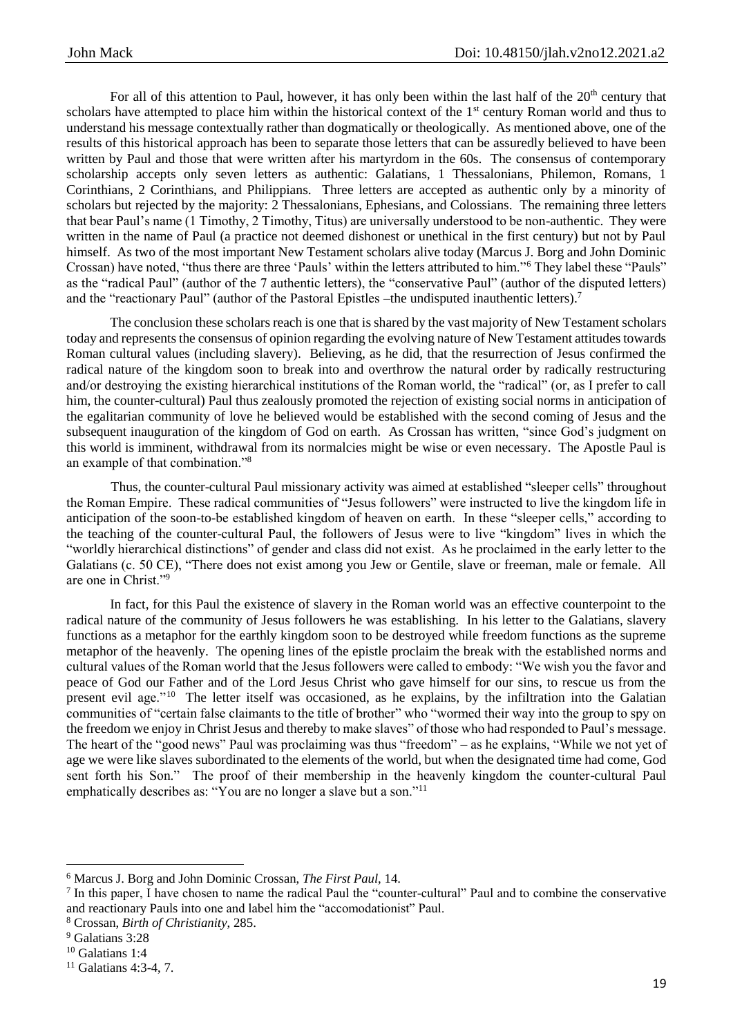For all of this attention to Paul, however, it has only been within the last half of the 20th century that scholars have attempted to place him within the historical context of the 1st century Roman world and thus to understand his message contextually rather than dogmatically or theologically. As mentioned above, one of the results of this historical approach has been to separate those letters that can be assuredly believed to have been written by Paul and those that were written after his martyrdom in the 60s. The consensus of contemporary scholarship accepts only seven letters as authentic: Galatians, 1 Thessalonians, Philemon, Romans, 1 Corinthians, 2 Corinthians, and Philippians. Three letters are accepted as authentic only by a minority of scholars but rejected by the majority: 2 Thessalonians, Ephesians, and Colossians. The remaining three letters that bear Paul's name (1 Timothy, 2 Timothy, Titus) are universally understood to be non-authentic. They were written in the name of Paul (a practice not deemed dishonest or unethical in the first century) but not by Paul himself. As two of the most important New Testament scholars alive today (Marcus J. Borg and John Dominic Crossan) have noted, "thus there are three 'Pauls' within the letters attributed to him."[6] They label these "Pauls" as the "radical Paul" (author of the 7 authentic letters), the "conservative Paul" (author of the disputed letters) and the "reactionary Paul" (author of the Pastoral Epistles –the undisputed inauthentic letters).[7]

The conclusion these scholars reach is one that is shared by the vast majority of New Testament scholars today and represents the consensus of opinion regarding the evolving nature of New Testament attitudes towards Roman cultural values (including slavery). Believing, as he did, that the resurrection of Jesus confirmed the radical nature of the kingdom soon to break into and overthrow the natural order by radically restructuring and/or destroying the existing hierarchical institutions of the Roman world, the "radical" (or, as I prefer to call him, the counter-cultural) Paul thus zealously promoted the rejection of existing social norms in anticipation of the egalitarian community of love he believed would be established with the second coming of Jesus and the subsequent inauguration of the kingdom of God on earth. As Crossan has written, "since God's judgment on this world is imminent, withdrawal from its normalcies might be wise or even necessary. The Apostle Paul is an example of that combination."[8]

Thus, the counter-cultural Paul missionary activity was aimed at established "sleeper cells" throughout the Roman Empire. These radical communities of "Jesus followers" were instructed to live the kingdom life in anticipation of the soon-to-be established kingdom of heaven on earth. In these "sleeper cells," according to the teaching of the counter-cultural Paul, the followers of Jesus were to live "kingdom" lives in which the "worldly hierarchical distinctions" of gender and class did not exist. As he proclaimed in the early letter to the Galatians (c. 50 CE), "There does not exist among you Jew or Gentile, slave or freeman, male or female. All are one in Christ."[9]

In fact, for this Paul the existence of slavery in the Roman world was an effective counterpoint to the radical nature of the community of Jesus followers he was establishing. In his letter to the Galatians, slavery functions as a metaphor for the earthly kingdom soon to be destroyed while freedom functions as the supreme metaphor of the heavenly. The opening lines of the epistle proclaim the break with the established norms and cultural values of the Roman world that the Jesus followers were called to embody: "We wish you the favor and peace of God our Father and of the Lord Jesus Christ who gave himself for our sins, to rescue us from the present evil age."[10] The letter itself was occasioned, as he explains, by the infiltration into the Galatian communities of "certain false claimants to the title of brother" who "wormed their way into the group to spy on the freedom we enjoy in Christ Jesus and thereby to make slaves" of those who had responded to Paul's message. The heart of the "good news" Paul was proclaiming was thus "freedom" – as he explains, "While we not yet of age we were like slaves subordinated to the elements of the world, but when the designated time had come, God sent forth his Son." The proof of their membership in the heavenly kingdom the counter-cultural Paul emphatically describes as: "You are no longer a slave but a son."[11]

---

[6] Marcus J. Borg and John Dominic Crossan, *The First Paul*, 14.

[7] In this paper, I have chosen to name the radical Paul the "counter-cultural" Paul and to combine the conservative and reactionary Pauls into one and label him the "accomodationist" Paul.

[8] Crossan, *Birth of Christianity*, 285.

[9] Galatians 3:28

[10] Galatians 1:4

[11] Galatians 4:3-4, 7.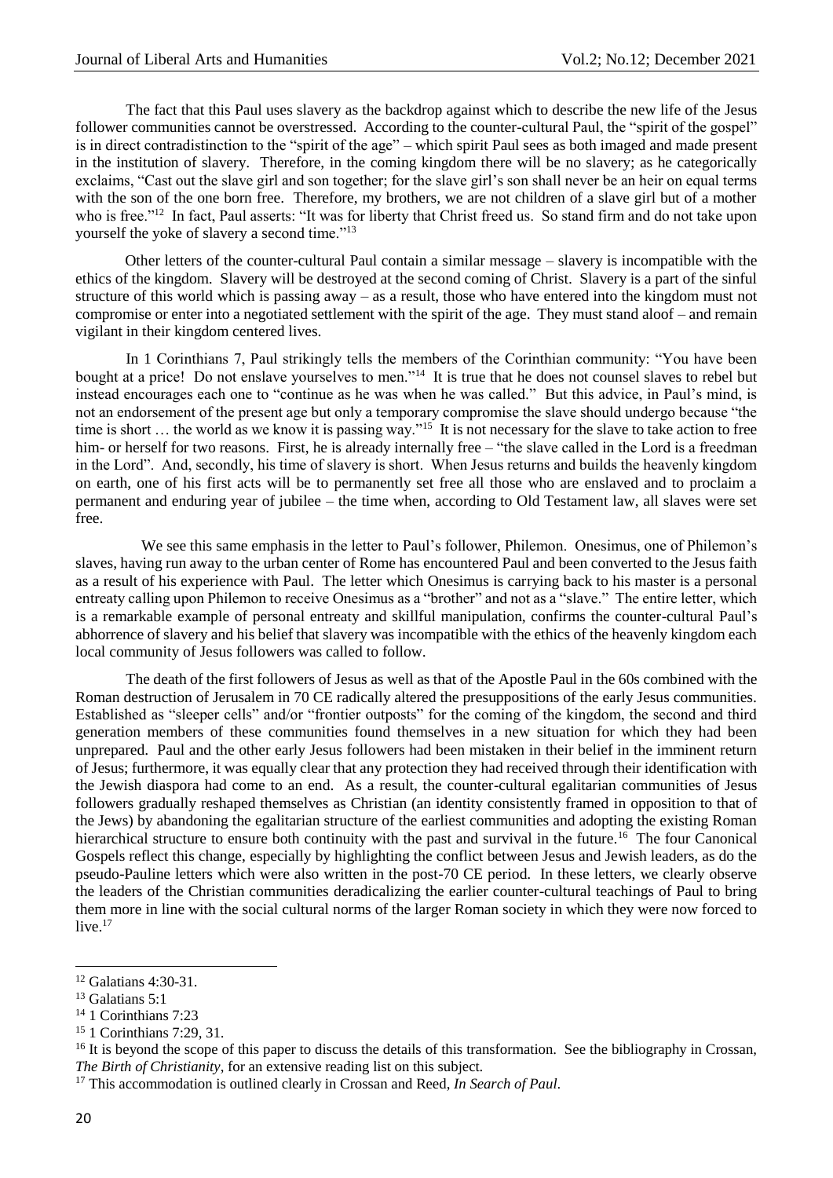The fact that this Paul uses slavery as the backdrop against which to describe the new life of the Jesus follower communities cannot be overstressed. According to the counter-cultural Paul, the "spirit of the gospel" is in direct contradistinction to the "spirit of the age" – which spirit Paul sees as both imaged and made present in the institution of slavery. Therefore, in the coming kingdom there will be no slavery; as he categorically exclaims, "Cast out the slave girl and slave son together; for the slave girl's son shall never be an heir on equal terms with the son of the one born free. Therefore, my brothers, we are not children of a slave girl but of a mother who is free."[12] In fact, Paul asserts: "It was for liberty that Christ freed us. So stand firm and do not take upon yourself the yoke of slavery a second time."[13]

Other letters of the counter-cultural Paul contain a similar message – slavery is incompatible with the ethics of the kingdom. Slavery will be destroyed at the second coming of Christ. Slavery is a part of the sinful structure of this world which is passing away – as a result, those who have entered into the kingdom must not compromise or enter into a negotiated settlement with the spirit of the age. They must stand aloof – and remain vigilant in their kingdom centered lives.

In 1 Corinthians 7, Paul strikingly tells the members of the Corinthian community: "You have been bought at a price! Do not enslave yourselves to men."[14] It is true that he does not counsel slaves to rebel but instead encourages each one to "continue as he was when he was called." But this advice, in Paul's mind, is not an endorsement of the present age but only a temporary compromise the slave should undergo because "the time is short … the world as we know it is passing way."[15] It is not necessary for the slave to take action to free him- or herself for two reasons. First, he is already internally free – "the slave called in the Lord is a freedman in the Lord". And, secondly, his time of slavery is short. When Jesus returns and builds the heavenly kingdom on earth, one of his first acts will be to permanently set free all those who are enslaved and to proclaim a permanent and enduring year of jubilee – the time when, according to Old Testament law, all slaves were set free.

We see this same emphasis in the letter to Paul's follower, Philemon. Onesimus, one of Philemon's slaves, having run away to the urban center of Rome has encountered Paul and been converted to the Jesus faith as a result of his experience with Paul. The letter which Onesimus is carrying back to his master is a personal entreaty calling upon Philemon to receive Onesimus as a "brother" and not as a "slave." The entire letter, which is a remarkable example of personal entreaty and skillful manipulation, confirms the counter-cultural Paul's abhorrence of slavery and his belief that slavery was incompatible with the ethics of the heavenly kingdom each local community of Jesus followers was called to follow.

The death of the first followers of Jesus as well as that of the Apostle Paul in the 60s combined with the Roman destruction of Jerusalem in 70 CE radically altered the presuppositions of the early Jesus communities. Established as "sleeper cells" and/or "frontier outposts" for the coming of the kingdom, the second and third generation members of these communities found themselves in a new situation for which they had been unprepared. Paul and the other early Jesus followers had been mistaken in their belief in the imminent return of Jesus; furthermore, it was equally clear that any protection they had received through their identification with the Jewish diaspora had come to an end. As a result, the counter-cultural egalitarian communities of Jesus followers gradually reshaped themselves as Christian (an identity consistently framed in opposition to that of the Jews) by abandoning the egalitarian structure of the earliest communities and adopting the existing Roman hierarchical structure to ensure both continuity with the past and survival in the future.[16] The four Canonical Gospels reflect this change, especially by highlighting the conflict between Jesus and Jewish leaders, as do the pseudo-Pauline letters which were also written in the post-70 CE period. In these letters, we clearly observe the leaders of the Christian communities deradicalizing the earlier counter-cultural teachings of Paul to bring them more in line with the social cultural norms of the larger Roman society in which they were now forced to live.[17]

---

[12] Galatians 4:30-31.

[13] Galatians 5:1

[14] 1 Corinthians 7:23

[15] 1 Corinthians 7:29, 31.

[16] It is beyond the scope of this paper to discuss the details of this transformation. See the bibliography in Crossan, *The Birth of Christianity*, for an extensive reading list on this subject.

[17] This accommodation is outlined clearly in Crossan and Reed, *In Search of Paul*.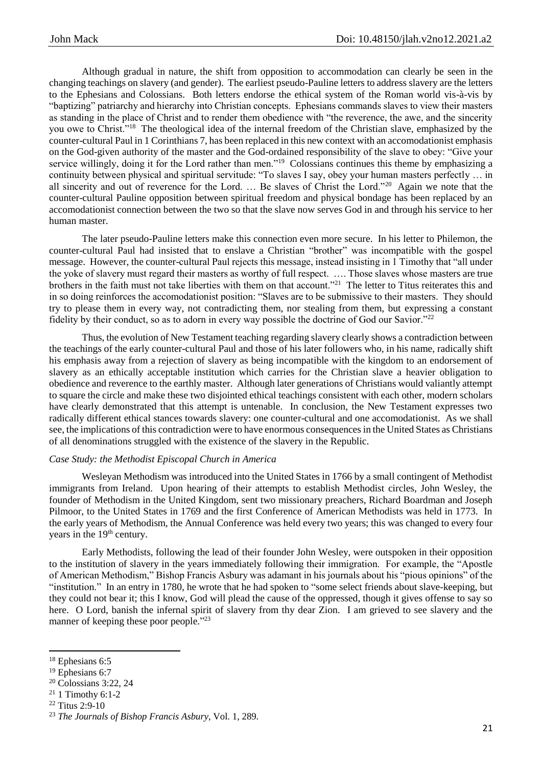Although gradual in nature, the shift from opposition to accommodation can clearly be seen in the changing teachings on slavery (and gender). The earliest pseudo-Pauline letters to address slavery are the letters to the Ephesians and Colossians. Both letters endorse the ethical system of the Roman world vis-à-vis by "baptizing" patriarchy and hierarchy into Christian concepts. Ephesians commands slaves to view their masters as standing in the place of Christ and to render them obedience with "the reverence, the awe, and the sincerity you owe to Christ."[18] The theological idea of the internal freedom of the Christian slave, emphasized by the counter-cultural Paul in 1 Corinthians 7, has been replaced in this new context with an accomodationist emphasis on the God-given authority of the master and the God-ordained responsibility of the slave to obey: "Give your service willingly, doing it for the Lord rather than men."[19] Colossians continues this theme by emphasizing a continuity between physical and spiritual servitude: "To slaves I say, obey your human masters perfectly … in all sincerity and out of reverence for the Lord. … Be slaves of Christ the Lord."[20] Again we note that the counter-cultural Pauline opposition between spiritual freedom and physical bondage has been replaced by an accomodationist connection between the two so that the slave now serves God in and through his service to her human master.

The later pseudo-Pauline letters make this connection even more secure. In his letter to Philemon, the counter-cultural Paul had insisted that to enslave a Christian "brother" was incompatible with the gospel message. However, the counter-cultural Paul rejects this message, instead insisting in 1 Timothy that "all under the yoke of slavery must regard their masters as worthy of full respect. …. Those slaves whose masters are true brothers in the faith must not take liberties with them on that account."[21] The letter to Titus reiterates this and in so doing reinforces the accomodationist position: "Slaves are to be submissive to their masters. They should try to please them in every way, not contradicting them, nor stealing from them, but expressing a constant fidelity by their conduct, so as to adorn in every way possible the doctrine of God our Savior."[22]

Thus, the evolution of New Testament teaching regarding slavery clearly shows a contradiction between the teachings of the early counter-cultural Paul and those of his later followers who, in his name, radically shift his emphasis away from a rejection of slavery as being incompatible with the kingdom to an endorsement of slavery as an ethically acceptable institution which carries for the Christian slave a heavier obligation to obedience and reverence to the earthly master. Although later generations of Christians would valiantly attempt to square the circle and make these two disjointed ethical teachings consistent with each other, modern scholars have clearly demonstrated that this attempt is untenable. In conclusion, the New Testament expresses two radically different ethical stances towards slavery: one counter-cultural and one accomodationist. As we shall see, the implications of this contradiction were to have enormous consequences in the United States as Christians of all denominations struggled with the existence of the slavery in the Republic.

*Case Study: the Methodist Episcopal Church in America*

Wesleyan Methodism was introduced into the United States in 1766 by a small contingent of Methodist immigrants from Ireland. Upon hearing of their attempts to establish Methodist circles, John Wesley, the founder of Methodism in the United Kingdom, sent two missionary preachers, Richard Boardman and Joseph Pilmoor, to the United States in 1769 and the first Conference of American Methodists was held in 1773. In the early years of Methodism, the Annual Conference was held every two years; this was changed to every four years in the 19th century.

Early Methodists, following the lead of their founder John Wesley, were outspoken in their opposition to the institution of slavery in the years immediately following their immigration. For example, the "Apostle of American Methodism," Bishop Francis Asbury was adamant in his journals about his "pious opinions" of the "institution." In an entry in 1780, he wrote that he had spoken to "some select friends about slave-keeping, but they could not bear it; this I know, God will plead the cause of the oppressed, though it gives offense to say so here. O Lord, banish the infernal spirit of slavery from thy dear Zion. I am grieved to see slavery and the manner of keeping these poor people."[23]

---

[18] Ephesians 6:5

[19] Ephesians 6:7

[20] Colossians 3:22, 24

[21] 1 Timothy 6:1-2

[22] Titus 2:9-10

[23] *The Journals of Bishop Francis Asbury*, Vol. 1, 289.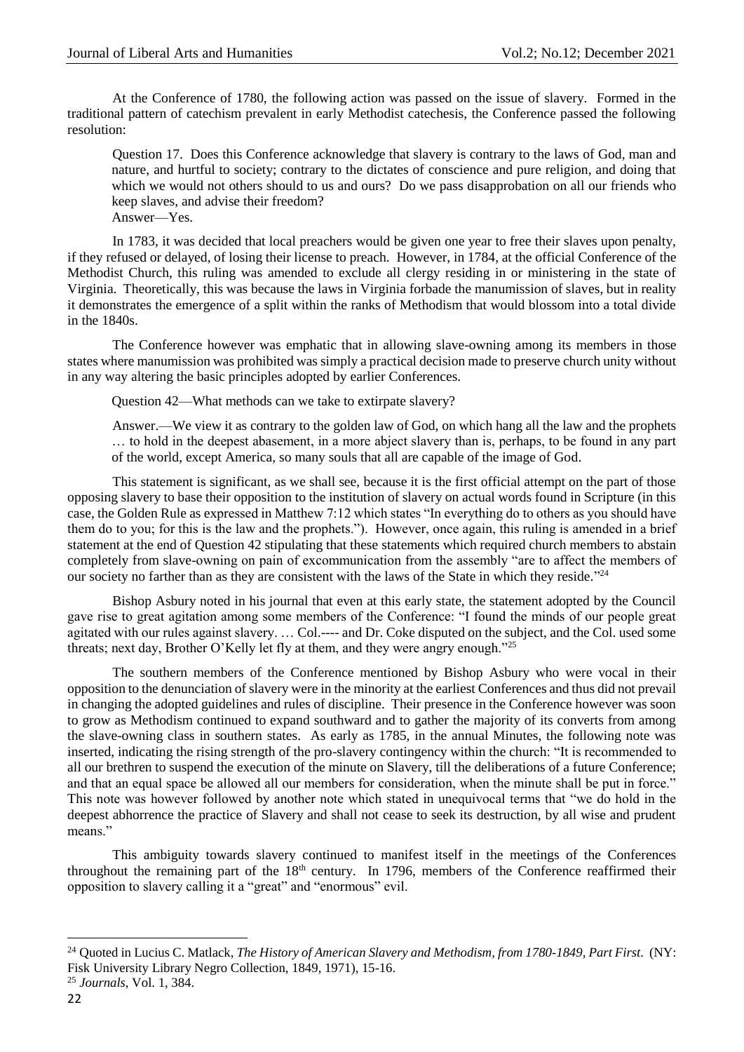At the Conference of 1780, the following action was passed on the issue of slavery. Formed in the traditional pattern of catechism prevalent in early Methodist catechesis, the Conference passed the following resolution:

> Question 17. Does this Conference acknowledge that slavery is contrary to the laws of God, man and nature, and hurtful to society; contrary to the dictates of conscience and pure religion, and doing that which we would not others should to us and ours? Do we pass disapprobation on all our friends who keep slaves, and advise their freedom?
> Answer—Yes.

In 1783, it was decided that local preachers would be given one year to free their slaves upon penalty, if they refused or delayed, of losing their license to preach. However, in 1784, at the official Conference of the Methodist Church, this ruling was amended to exclude all clergy residing in or ministering in the state of Virginia. Theoretically, this was because the laws in Virginia forbade the manumission of slaves, but in reality it demonstrates the emergence of a split within the ranks of Methodism that would blossom into a total divide in the 1840s.

The Conference however was emphatic that in allowing slave-owning among its members in those states where manumission was prohibited was simply a practical decision made to preserve church unity without in any way altering the basic principles adopted by earlier Conferences.

> Question 42—What methods can we take to extirpate slavery?
>
> Answer.—We view it as contrary to the golden law of God, on which hang all the law and the prophets … to hold in the deepest abasement, in a more abject slavery than is, perhaps, to be found in any part of the world, except America, so many souls that all are capable of the image of God.

This statement is significant, as we shall see, because it is the first official attempt on the part of those opposing slavery to base their opposition to the institution of slavery on actual words found in Scripture (in this case, the Golden Rule as expressed in Matthew 7:12 which states "In everything do to others as you should have them do to you; for this is the law and the prophets."). However, once again, this ruling is amended in a brief statement at the end of Question 42 stipulating that these statements which required church members to abstain completely from slave-owning on pain of excommunication from the assembly "are to affect the members of our society no farther than as they are consistent with the laws of the State in which they reside."[24]

Bishop Asbury noted in his journal that even at this early state, the statement adopted by the Council gave rise to great agitation among some members of the Conference: "I found the minds of our people great agitated with our rules against slavery. … Col.---- and Dr. Coke disputed on the subject, and the Col. used some threats; next day, Brother O'Kelly let fly at them, and they were angry enough."[25]

The southern members of the Conference mentioned by Bishop Asbury who were vocal in their opposition to the denunciation of slavery were in the minority at the earliest Conferences and thus did not prevail in changing the adopted guidelines and rules of discipline. Their presence in the Conference however was soon to grow as Methodism continued to expand southward and to gather the majority of its converts from among the slave-owning class in southern states. As early as 1785, in the annual Minutes, the following note was inserted, indicating the rising strength of the pro-slavery contingency within the church: "It is recommended to all our brethren to suspend the execution of the minute on Slavery, till the deliberations of a future Conference; and that an equal space be allowed all our members for consideration, when the minute shall be put in force." This note was however followed by another note which stated in unequivocal terms that "we do hold in the deepest abhorrence the practice of Slavery and shall not cease to seek its destruction, by all wise and prudent means."

This ambiguity towards slavery continued to manifest itself in the meetings of the Conferences throughout the remaining part of the 18th century. In 1796, members of the Conference reaffirmed their opposition to slavery calling it a "great" and "enormous" evil.

---

[24] Quoted in Lucius C. Matlack, *The History of American Slavery and Methodism, from 1780-1849, Part First*. (NY: Fisk University Library Negro Collection, 1849, 1971), 15-16.

[25] *Journals*, Vol. 1, 384.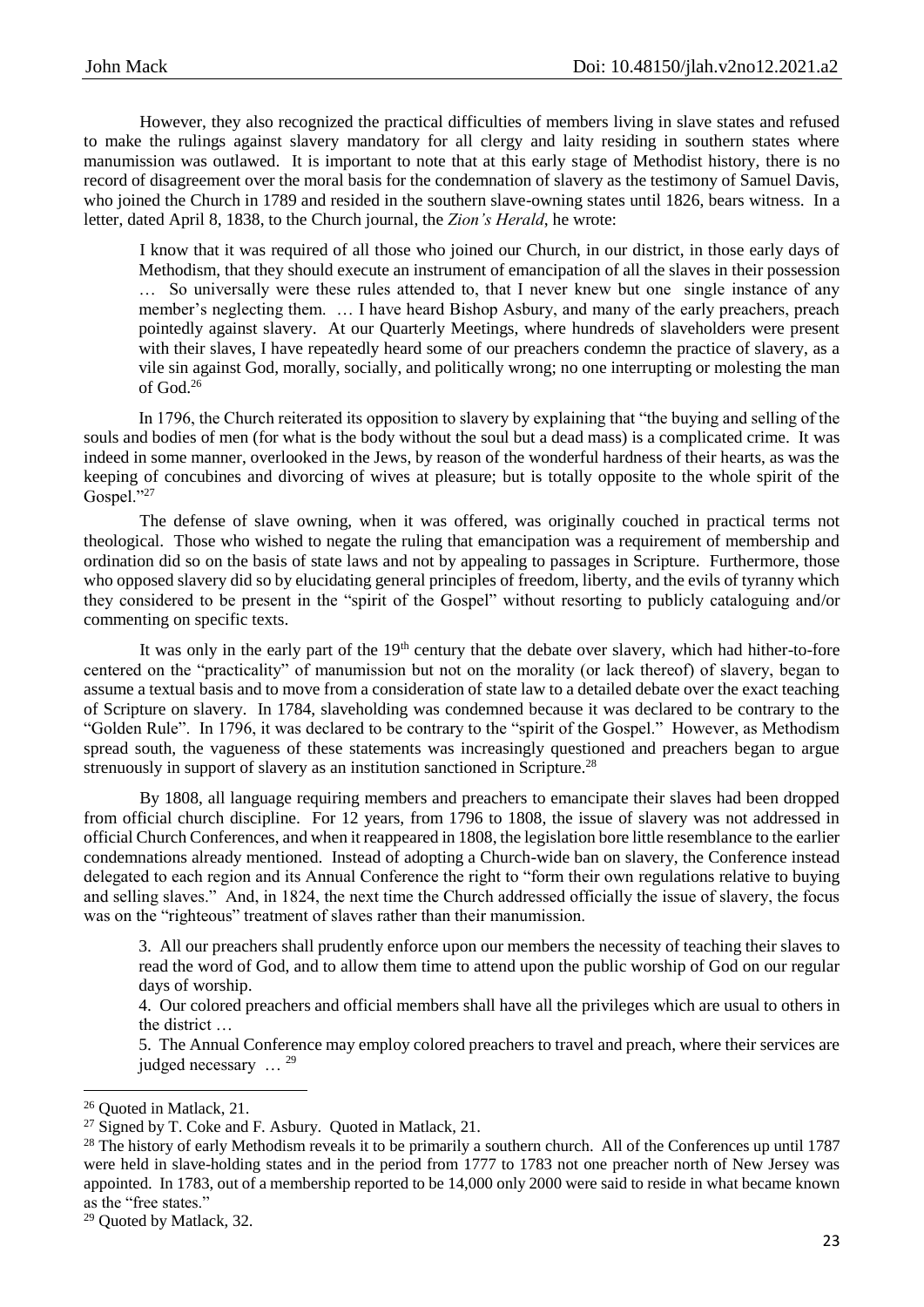However, they also recognized the practical difficulties of members living in slave states and refused to make the rulings against slavery mandatory for all clergy and laity residing in southern states where manumission was outlawed. It is important to note that at this early stage of Methodist history, there is no record of disagreement over the moral basis for the condemnation of slavery as the testimony of Samuel Davis, who joined the Church in 1789 and resided in the southern slave-owning states until 1826, bears witness. In a letter, dated April 8, 1838, to the Church journal, the *Zion's Herald*, he wrote:

> I know that it was required of all those who joined our Church, in our district, in those early days of Methodism, that they should execute an instrument of emancipation of all the slaves in their possession … So universally were these rules attended to, that I never knew but one single instance of any member's neglecting them. … I have heard Bishop Asbury, and many of the early preachers, preach pointedly against slavery. At our Quarterly Meetings, where hundreds of slaveholders were present with their slaves, I have repeatedly heard some of our preachers condemn the practice of slavery, as a vile sin against God, morally, socially, and politically wrong; no one interrupting or molesting the man of God.[26]

In 1796, the Church reiterated its opposition to slavery by explaining that "the buying and selling of the souls and bodies of men (for what is the body without the soul but a dead mass) is a complicated crime. It was indeed in some manner, overlooked in the Jews, by reason of the wonderful hardness of their hearts, as was the keeping of concubines and divorcing of wives at pleasure; but is totally opposite to the whole spirit of the Gospel."[27]

The defense of slave owning, when it was offered, was originally couched in practical terms not theological. Those who wished to negate the ruling that emancipation was a requirement of membership and ordination did so on the basis of state laws and not by appealing to passages in Scripture. Furthermore, those who opposed slavery did so by elucidating general principles of freedom, liberty, and the evils of tyranny which they considered to be present in the "spirit of the Gospel" without resorting to publicly cataloguing and/or commenting on specific texts.

It was only in the early part of the 19th century that the debate over slavery, which had hither-to-fore centered on the "practicality" of manumission but not on the morality (or lack thereof) of slavery, began to assume a textual basis and to move from a consideration of state law to a detailed debate over the exact teaching of Scripture on slavery. In 1784, slaveholding was condemned because it was declared to be contrary to the "Golden Rule". In 1796, it was declared to be contrary to the "spirit of the Gospel." However, as Methodism spread south, the vagueness of these statements was increasingly questioned and preachers began to argue strenuously in support of slavery as an institution sanctioned in Scripture.[28]

By 1808, all language requiring members and preachers to emancipate their slaves had been dropped from official church discipline. For 12 years, from 1796 to 1808, the issue of slavery was not addressed in official Church Conferences, and when it reappeared in 1808, the legislation bore little resemblance to the earlier condemnations already mentioned. Instead of adopting a Church-wide ban on slavery, the Conference instead delegated to each region and its Annual Conference the right to "form their own regulations relative to buying and selling slaves." And, in 1824, the next time the Church addressed officially the issue of slavery, the focus was on the "righteous" treatment of slaves rather than their manumission.

> 3. All our preachers shall prudently enforce upon our members the necessity of teaching their slaves to read the word of God, and to allow them time to attend upon the public worship of God on our regular days of worship.
>
> 4. Our colored preachers and official members shall have all the privileges which are usual to others in the district …
>
> 5. The Annual Conference may employ colored preachers to travel and preach, where their services are judged necessary … [29]

---

[26] Quoted in Matlack, 21.

[27] Signed by T. Coke and F. Asbury. Quoted in Matlack, 21.

[28] The history of early Methodism reveals it to be primarily a southern church. All of the Conferences up until 1787 were held in slave-holding states and in the period from 1777 to 1783 not one preacher north of New Jersey was appointed. In 1783, out of a membership reported to be 14,000 only 2000 were said to reside in what became known as the "free states."

[29] Quoted by Matlack, 32.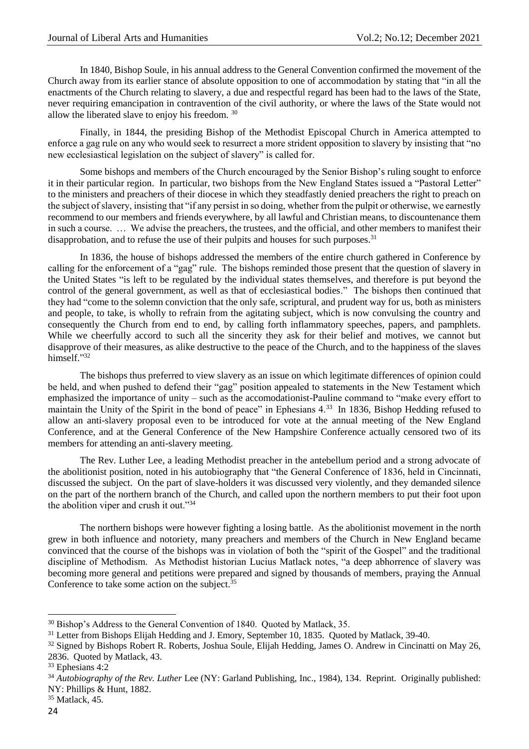In 1840, Bishop Soule, in his annual address to the General Convention confirmed the movement of the Church away from its earlier stance of absolute opposition to one of accommodation by stating that "in all the enactments of the Church relating to slavery, a due and respectful regard has been had to the laws of the State, never requiring emancipation in contravention of the civil authority, or where the laws of the State would not allow the liberated slave to enjoy his freedom. [30]

Finally, in 1844, the presiding Bishop of the Methodist Episcopal Church in America attempted to enforce a gag rule on any who would seek to resurrect a more strident opposition to slavery by insisting that "no new ecclesiastical legislation on the subject of slavery" is called for.

Some bishops and members of the Church encouraged by the Senior Bishop's ruling sought to enforce it in their particular region. In particular, two bishops from the New England States issued a "Pastoral Letter" to the ministers and preachers of their diocese in which they steadfastly denied preachers the right to preach on the subject of slavery, insisting that "if any persist in so doing, whether from the pulpit or otherwise, we earnestly recommend to our members and friends everywhere, by all lawful and Christian means, to discountenance them in such a course. … We advise the preachers, the trustees, and the official, and other members to manifest their disapprobation, and to refuse the use of their pulpits and houses for such purposes.[31]

In 1836, the house of bishops addressed the members of the entire church gathered in Conference by calling for the enforcement of a "gag" rule. The bishops reminded those present that the question of slavery in the United States "is left to be regulated by the individual states themselves, and therefore is put beyond the control of the general government, as well as that of ecclesiastical bodies." The bishops then continued that they had "come to the solemn conviction that the only safe, scriptural, and prudent way for us, both as ministers and people, to take, is wholly to refrain from the agitating subject, which is now convulsing the country and consequently the Church from end to end, by calling forth inflammatory speeches, papers, and pamphlets. While we cheerfully accord to such all the sincerity they ask for their belief and motives, we cannot but disapprove of their measures, as alike destructive to the peace of the Church, and to the happiness of the slaves himself."[32]

The bishops thus preferred to view slavery as an issue on which legitimate differences of opinion could be held, and when pushed to defend their "gag" position appealed to statements in the New Testament which emphasized the importance of unity – such as the accomodationist-Pauline command to "make every effort to maintain the Unity of the Spirit in the bond of peace" in Ephesians 4.[33] In 1836, Bishop Hedding refused to allow an anti-slavery proposal even to be introduced for vote at the annual meeting of the New England Conference, and at the General Conference of the New Hampshire Conference actually censored two of its members for attending an anti-slavery meeting.

The Rev. Luther Lee, a leading Methodist preacher in the antebellum period and a strong advocate of the abolitionist position, noted in his autobiography that "the General Conference of 1836, held in Cincinnati, discussed the subject. On the part of slave-holders it was discussed very violently, and they demanded silence on the part of the northern branch of the Church, and called upon the northern members to put their foot upon the abolition viper and crush it out."[34]

The northern bishops were however fighting a losing battle. As the abolitionist movement in the north grew in both influence and notoriety, many preachers and members of the Church in New England became convinced that the course of the bishops was in violation of both the "spirit of the Gospel" and the traditional discipline of Methodism. As Methodist historian Lucius Matlack notes, "a deep abhorrence of slavery was becoming more general and petitions were prepared and signed by thousands of members, praying the Annual Conference to take some action on the subject.[35]

---

[30] Bishop's Address to the General Convention of 1840. Quoted by Matlack, 35.

[31] Letter from Bishops Elijah Hedding and J. Emory, September 10, 1835. Quoted by Matlack, 39-40.

[32] Signed by Bishops Robert R. Roberts, Joshua Soule, Elijah Hedding, James O. Andrew in Cincinatti on May 26, 2836. Quoted by Matlack, 43.

[33] Ephesians 4:2

[34] *Autobiography of the Rev. Luther* Lee (NY: Garland Publishing, Inc., 1984), 134. Reprint. Originally published: NY: Phillips & Hunt, 1882.

[35] Matlack, 45.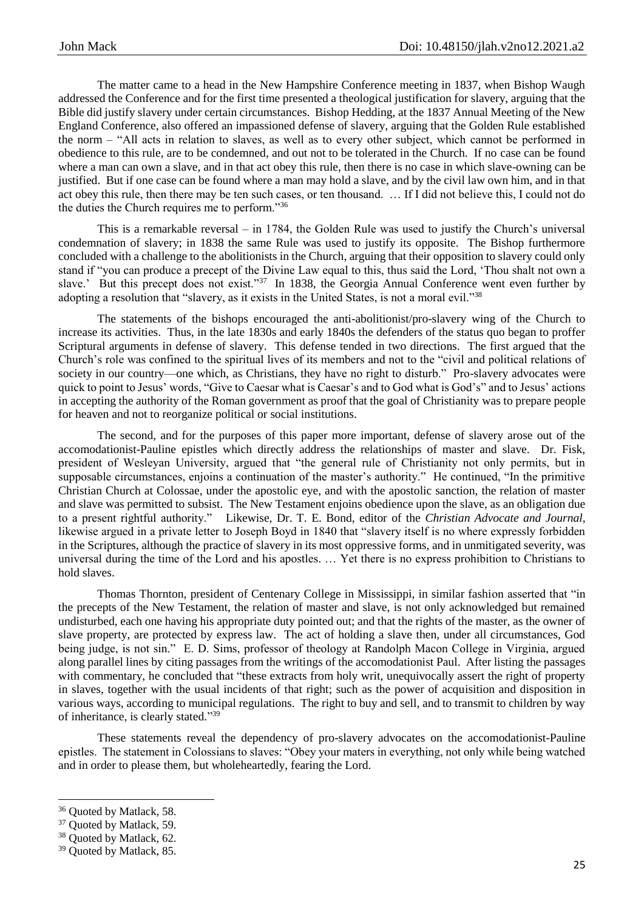The matter came to a head in the New Hampshire Conference meeting in 1837, when Bishop Waugh addressed the Conference and for the first time presented a theological justification for slavery, arguing that the Bible did justify slavery under certain circumstances. Bishop Hedding, at the 1837 Annual Meeting of the New England Conference, also offered an impassioned defense of slavery, arguing that the Golden Rule established the norm – "All acts in relation to slaves, as well as to every other subject, which cannot be performed in obedience to this rule, are to be condemned, and out not to be tolerated in the Church. If no case can be found where a man can own a slave, and in that act obey this rule, then there is no case in which slave-owning can be justified. But if one case can be found where a man may hold a slave, and by the civil law own him, and in that act obey this rule, then there may be ten such cases, or ten thousand. … If I did not believe this, I could not do the duties the Church requires me to perform."[36]

This is a remarkable reversal – in 1784, the Golden Rule was used to justify the Church's universal condemnation of slavery; in 1838 the same Rule was used to justify its opposite. The Bishop furthermore concluded with a challenge to the abolitionists in the Church, arguing that their opposition to slavery could only stand if "you can produce a precept of the Divine Law equal to this, thus said the Lord, 'Thou shalt not own a slave.' But this precept does not exist."[37] In 1838, the Georgia Annual Conference went even further by adopting a resolution that "slavery, as it exists in the United States, is not a moral evil."[38]

The statements of the bishops encouraged the anti-abolitionist/pro-slavery wing of the Church to increase its activities. Thus, in the late 1830s and early 1840s the defenders of the status quo began to proffer Scriptural arguments in defense of slavery. This defense tended in two directions. The first argued that the Church's role was confined to the spiritual lives of its members and not to the "civil and political relations of society in our country—one which, as Christians, they have no right to disturb." Pro-slavery advocates were quick to point to Jesus' words, "Give to Caesar what is Caesar's and to God what is God's" and to Jesus' actions in accepting the authority of the Roman government as proof that the goal of Christianity was to prepare people for heaven and not to reorganize political or social institutions.

The second, and for the purposes of this paper more important, defense of slavery arose out of the accomodationist-Pauline epistles which directly address the relationships of master and slave. Dr. Fisk, president of Wesleyan University, argued that "the general rule of Christianity not only permits, but in supposable circumstances, enjoins a continuation of the master's authority." He continued, "In the primitive Christian Church at Colossae, under the apostolic eye, and with the apostolic sanction, the relation of master and slave was permitted to subsist. The New Testament enjoins obedience upon the slave, as an obligation due to a present rightful authority." Likewise, Dr. T. E. Bond, editor of the *Christian Advocate and Journal*, likewise argued in a private letter to Joseph Boyd in 1840 that "slavery itself is no where expressly forbidden in the Scriptures, although the practice of slavery in its most oppressive forms, and in unmitigated severity, was universal during the time of the Lord and his apostles. … Yet there is no express prohibition to Christians to hold slaves.

Thomas Thornton, president of Centenary College in Mississippi, in similar fashion asserted that "in the precepts of the New Testament, the relation of master and slave, is not only acknowledged but remained undisturbed, each one having his appropriate duty pointed out; and that the rights of the master, as the owner of slave property, are protected by express law. The act of holding a slave then, under all circumstances, God being judge, is not sin." E. D. Sims, professor of theology at Randolph Macon College in Virginia, argued along parallel lines by citing passages from the writings of the accomodationist Paul. After listing the passages with commentary, he concluded that "these extracts from holy writ, unequivocally assert the right of property in slaves, together with the usual incidents of that right; such as the power of acquisition and disposition in various ways, according to municipal regulations. The right to buy and sell, and to transmit to children by way of inheritance, is clearly stated."[39]

These statements reveal the dependency of pro-slavery advocates on the accomodationist-Pauline epistles. The statement in Colossians to slaves: "Obey your maters in everything, not only while being watched and in order to please them, but wholeheartedly, fearing the Lord.

---

[36] Quoted by Matlack, 58.

[37] Quoted by Matlack, 59.

[38] Quoted by Matlack, 62.

[39] Quoted by Matlack, 85.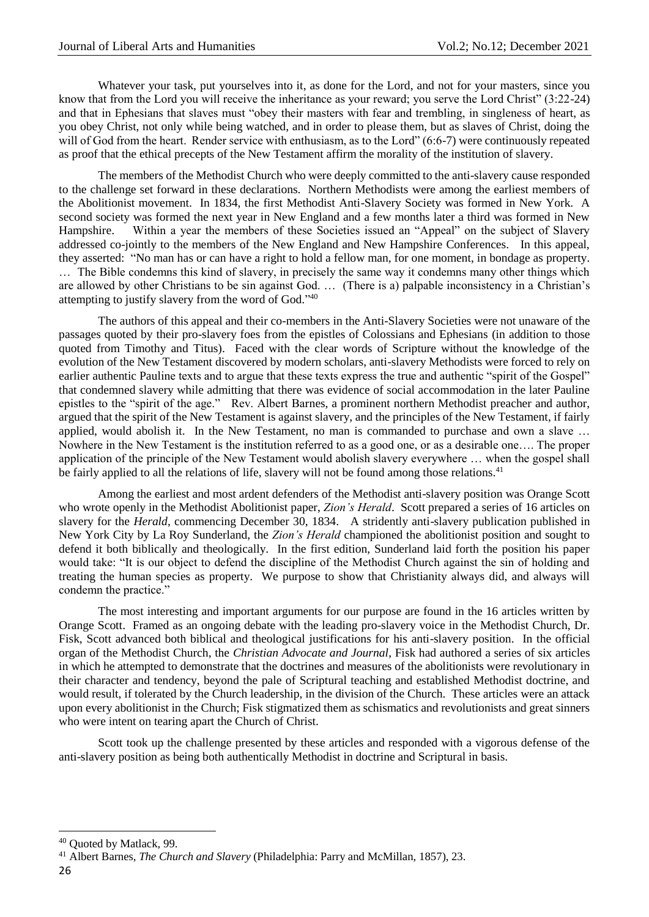Whatever your task, put yourselves into it, as done for the Lord, and not for your masters, since you know that from the Lord you will receive the inheritance as your reward; you serve the Lord Christ" (3:22-24) and that in Ephesians that slaves must "obey their masters with fear and trembling, in singleness of heart, as you obey Christ, not only while being watched, and in order to please them, but as slaves of Christ, doing the will of God from the heart. Render service with enthusiasm, as to the Lord" (6:6-7) were continuously repeated as proof that the ethical precepts of the New Testament affirm the morality of the institution of slavery.

The members of the Methodist Church who were deeply committed to the anti-slavery cause responded to the challenge set forward in these declarations. Northern Methodists were among the earliest members of the Abolitionist movement. In 1834, the first Methodist Anti-Slavery Society was formed in New York. A second society was formed the next year in New England and a few months later a third was formed in New Hampshire. Within a year the members of these Societies issued an "Appeal" on the subject of Slavery addressed co-jointly to the members of the New England and New Hampshire Conferences. In this appeal, they asserted: "No man has or can have a right to hold a fellow man, for one moment, in bondage as property. … The Bible condemns this kind of slavery, in precisely the same way it condemns many other things which are allowed by other Christians to be sin against God. … (There is a) palpable inconsistency in a Christian's attempting to justify slavery from the word of God."[40]

The authors of this appeal and their co-members in the Anti-Slavery Societies were not unaware of the passages quoted by their pro-slavery foes from the epistles of Colossians and Ephesians (in addition to those quoted from Timothy and Titus). Faced with the clear words of Scripture without the knowledge of the evolution of the New Testament discovered by modern scholars, anti-slavery Methodists were forced to rely on earlier authentic Pauline texts and to argue that these texts express the true and authentic "spirit of the Gospel" that condemned slavery while admitting that there was evidence of social accommodation in the later Pauline epistles to the "spirit of the age." Rev. Albert Barnes, a prominent northern Methodist preacher and author, argued that the spirit of the New Testament is against slavery, and the principles of the New Testament, if fairly applied, would abolish it. In the New Testament, no man is commanded to purchase and own a slave … Nowhere in the New Testament is the institution referred to as a good one, or as a desirable one…. The proper application of the principle of the New Testament would abolish slavery everywhere … when the gospel shall be fairly applied to all the relations of life, slavery will not be found among those relations.[41]

Among the earliest and most ardent defenders of the Methodist anti-slavery position was Orange Scott who wrote openly in the Methodist Abolitionist paper, *Zion's Herald*. Scott prepared a series of 16 articles on slavery for the *Herald*, commencing December 30, 1834. A stridently anti-slavery publication published in New York City by La Roy Sunderland, the *Zion's Herald* championed the abolitionist position and sought to defend it both biblically and theologically. In the first edition, Sunderland laid forth the position his paper would take: "It is our object to defend the discipline of the Methodist Church against the sin of holding and treating the human species as property. We purpose to show that Christianity always did, and always will condemn the practice."

The most interesting and important arguments for our purpose are found in the 16 articles written by Orange Scott. Framed as an ongoing debate with the leading pro-slavery voice in the Methodist Church, Dr. Fisk, Scott advanced both biblical and theological justifications for his anti-slavery position. In the official organ of the Methodist Church, the *Christian Advocate and Journal*, Fisk had authored a series of six articles in which he attempted to demonstrate that the doctrines and measures of the abolitionists were revolutionary in their character and tendency, beyond the pale of Scriptural teaching and established Methodist doctrine, and would result, if tolerated by the Church leadership, in the division of the Church. These articles were an attack upon every abolitionist in the Church; Fisk stigmatized them as schismatics and revolutionists and great sinners who were intent on tearing apart the Church of Christ.

Scott took up the challenge presented by these articles and responded with a vigorous defense of the anti-slavery position as being both authentically Methodist in doctrine and Scriptural in basis.

---

[40] Quoted by Matlack, 99.

[41] Albert Barnes, *The Church and Slavery* (Philadelphia: Parry and McMillan, 1857), 23.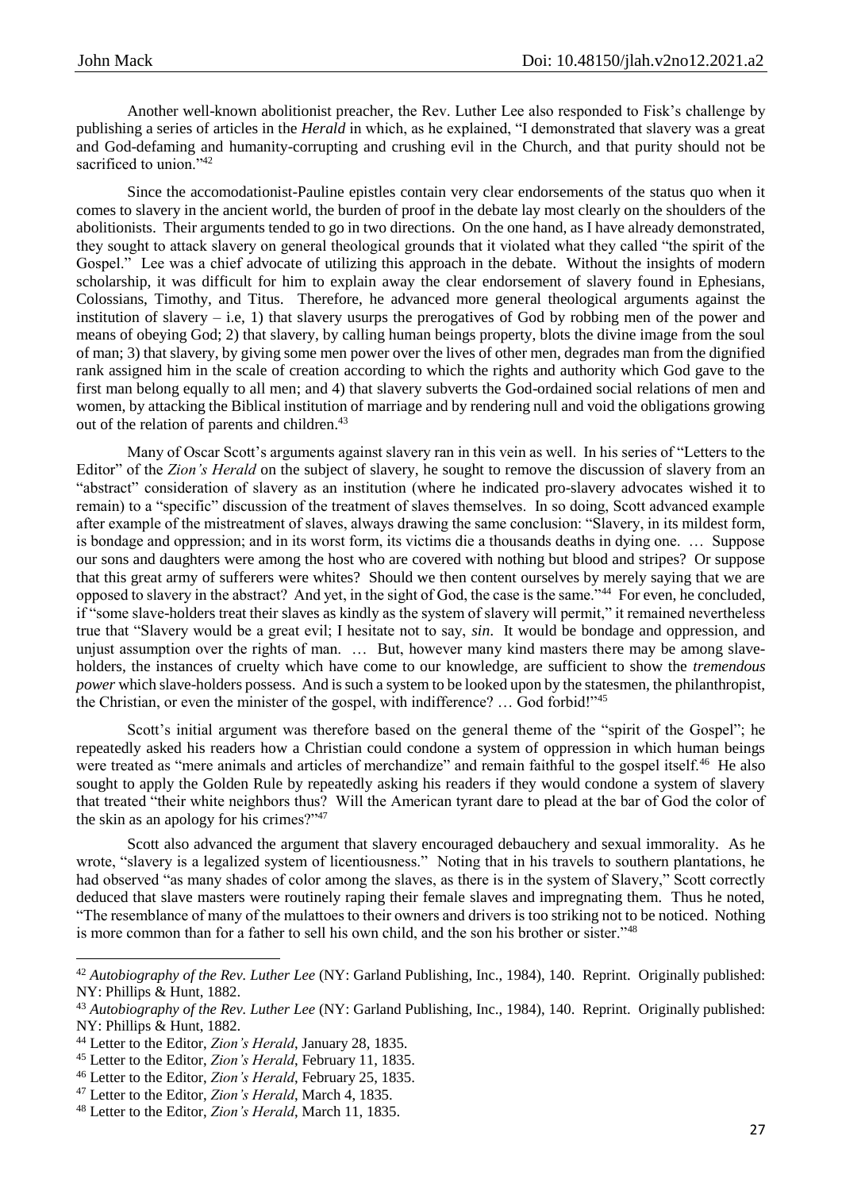Another well-known abolitionist preacher, the Rev. Luther Lee also responded to Fisk's challenge by publishing a series of articles in the *Herald* in which, as he explained, "I demonstrated that slavery was a great and God-defaming and humanity-corrupting and crushing evil in the Church, and that purity should not be sacrificed to union."[42]

Since the accomodationist-Pauline epistles contain very clear endorsements of the status quo when it comes to slavery in the ancient world, the burden of proof in the debate lay most clearly on the shoulders of the abolitionists. Their arguments tended to go in two directions. On the one hand, as I have already demonstrated, they sought to attack slavery on general theological grounds that it violated what they called "the spirit of the Gospel." Lee was a chief advocate of utilizing this approach in the debate. Without the insights of modern scholarship, it was difficult for him to explain away the clear endorsement of slavery found in Ephesians, Colossians, Timothy, and Titus. Therefore, he advanced more general theological arguments against the institution of slavery – i.e, 1) that slavery usurps the prerogatives of God by robbing men of the power and means of obeying God; 2) that slavery, by calling human beings property, blots the divine image from the soul of man; 3) that slavery, by giving some men power over the lives of other men, degrades man from the dignified rank assigned him in the scale of creation according to which the rights and authority which God gave to the first man belong equally to all men; and 4) that slavery subverts the God-ordained social relations of men and women, by attacking the Biblical institution of marriage and by rendering null and void the obligations growing out of the relation of parents and children.[43]

Many of Oscar Scott's arguments against slavery ran in this vein as well. In his series of "Letters to the Editor" of the *Zion's Herald* on the subject of slavery, he sought to remove the discussion of slavery from an "abstract" consideration of slavery as an institution (where he indicated pro-slavery advocates wished it to remain) to a "specific" discussion of the treatment of slaves themselves. In so doing, Scott advanced example after example of the mistreatment of slaves, always drawing the same conclusion: "Slavery, in its mildest form, is bondage and oppression; and in its worst form, its victims die a thousands deaths in dying one. … Suppose our sons and daughters were among the host who are covered with nothing but blood and stripes? Or suppose that this great army of sufferers were whites? Should we then content ourselves by merely saying that we are opposed to slavery in the abstract? And yet, in the sight of God, the case is the same."[44] For even, he concluded, if "some slave-holders treat their slaves as kindly as the system of slavery will permit," it remained nevertheless true that "Slavery would be a great evil; I hesitate not to say, *sin*. It would be bondage and oppression, and unjust assumption over the rights of man. … But, however many kind masters there may be among slave-holders, the instances of cruelty which have come to our knowledge, are sufficient to show the *tremendous power* which slave-holders possess. And is such a system to be looked upon by the statesmen, the philanthropist, the Christian, or even the minister of the gospel, with indifference? … God forbid!"[45]

Scott's initial argument was therefore based on the general theme of the "spirit of the Gospel"; he repeatedly asked his readers how a Christian could condone a system of oppression in which human beings were treated as "mere animals and articles of merchandize" and remain faithful to the gospel itself.[46] He also sought to apply the Golden Rule by repeatedly asking his readers if they would condone a system of slavery that treated "their white neighbors thus? Will the American tyrant dare to plead at the bar of God the color of the skin as an apology for his crimes?"[47]

Scott also advanced the argument that slavery encouraged debauchery and sexual immorality. As he wrote, "slavery is a legalized system of licentiousness." Noting that in his travels to southern plantations, he had observed "as many shades of color among the slaves, as there is in the system of Slavery," Scott correctly deduced that slave masters were routinely raping their female slaves and impregnating them. Thus he noted, "The resemblance of many of the mulattoes to their owners and drivers is too striking not to be noticed. Nothing is more common than for a father to sell his own child, and the son his brother or sister."[48]

---

[42] *Autobiography of the Rev. Luther Lee* (NY: Garland Publishing, Inc., 1984), 140. Reprint. Originally published: NY: Phillips & Hunt, 1882.

[43] *Autobiography of the Rev. Luther Lee* (NY: Garland Publishing, Inc., 1984), 140. Reprint. Originally published: NY: Phillips & Hunt, 1882.

[44] Letter to the Editor, *Zion's Herald*, January 28, 1835.

[45] Letter to the Editor, *Zion's Herald*, February 11, 1835.

[46] Letter to the Editor, *Zion's Herald*, February 25, 1835.

[47] Letter to the Editor, *Zion's Herald*, March 4, 1835.

[48] Letter to the Editor, *Zion's Herald*, March 11, 1835.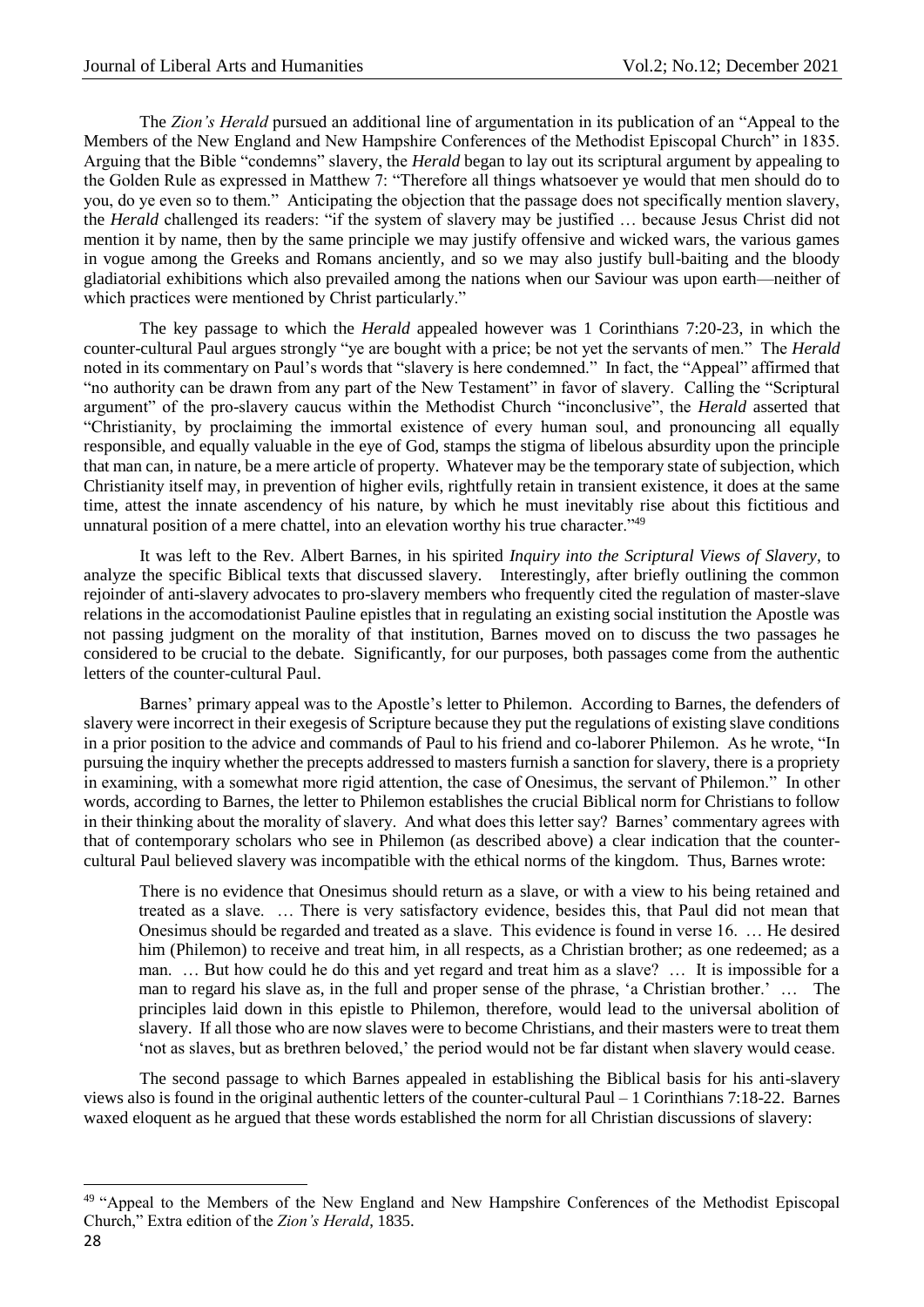The *Zion's Herald* pursued an additional line of argumentation in its publication of an "Appeal to the Members of the New England and New Hampshire Conferences of the Methodist Episcopal Church" in 1835. Arguing that the Bible "condemns" slavery, the *Herald* began to lay out its scriptural argument by appealing to the Golden Rule as expressed in Matthew 7: "Therefore all things whatsoever ye would that men should do to you, do ye even so to them." Anticipating the objection that the passage does not specifically mention slavery, the *Herald* challenged its readers: "if the system of slavery may be justified … because Jesus Christ did not mention it by name, then by the same principle we may justify offensive and wicked wars, the various games in vogue among the Greeks and Romans anciently, and so we may also justify bull-baiting and the bloody gladiatorial exhibitions which also prevailed among the nations when our Saviour was upon earth—neither of which practices were mentioned by Christ particularly."

The key passage to which the *Herald* appealed however was 1 Corinthians 7:20-23, in which the counter-cultural Paul argues strongly "ye are bought with a price; be not yet the servants of men." The *Herald* noted in its commentary on Paul's words that "slavery is here condemned." In fact, the "Appeal" affirmed that "no authority can be drawn from any part of the New Testament" in favor of slavery. Calling the "Scriptural argument" of the pro-slavery caucus within the Methodist Church "inconclusive", the *Herald* asserted that "Christianity, by proclaiming the immortal existence of every human soul, and pronouncing all equally responsible, and equally valuable in the eye of God, stamps the stigma of libelous absurdity upon the principle that man can, in nature, be a mere article of property. Whatever may be the temporary state of subjection, which Christianity itself may, in prevention of higher evils, rightfully retain in transient existence, it does at the same time, attest the innate ascendency of his nature, by which he must inevitably rise about this fictitious and unnatural position of a mere chattel, into an elevation worthy his true character."[49]

It was left to the Rev. Albert Barnes, in his spirited *Inquiry into the Scriptural Views of Slavery*, to analyze the specific Biblical texts that discussed slavery. Interestingly, after briefly outlining the common rejoinder of anti-slavery advocates to pro-slavery members who frequently cited the regulation of master-slave relations in the accomodationist Pauline epistles that in regulating an existing social institution the Apostle was not passing judgment on the morality of that institution, Barnes moved on to discuss the two passages he considered to be crucial to the debate. Significantly, for our purposes, both passages come from the authentic letters of the counter-cultural Paul.

Barnes' primary appeal was to the Apostle's letter to Philemon. According to Barnes, the defenders of slavery were incorrect in their exegesis of Scripture because they put the regulations of existing slave conditions in a prior position to the advice and commands of Paul to his friend and co-laborer Philemon. As he wrote, "In pursuing the inquiry whether the precepts addressed to masters furnish a sanction for slavery, there is a propriety in examining, with a somewhat more rigid attention, the case of Onesimus, the servant of Philemon." In other words, according to Barnes, the letter to Philemon establishes the crucial Biblical norm for Christians to follow in their thinking about the morality of slavery. And what does this letter say? Barnes' commentary agrees with that of contemporary scholars who see in Philemon (as described above) a clear indication that the counter-cultural Paul believed slavery was incompatible with the ethical norms of the kingdom. Thus, Barnes wrote:

> There is no evidence that Onesimus should return as a slave, or with a view to his being retained and treated as a slave. … There is very satisfactory evidence, besides this, that Paul did not mean that Onesimus should be regarded and treated as a slave. This evidence is found in verse 16. … He desired him (Philemon) to receive and treat him, in all respects, as a Christian brother; as one redeemed; as a man. … But how could he do this and yet regard and treat him as a slave? … It is impossible for a man to regard his slave as, in the full and proper sense of the phrase, 'a Christian brother.' … The principles laid down in this epistle to Philemon, therefore, would lead to the universal abolition of slavery. If all those who are now slaves were to become Christians, and their masters were to treat them 'not as slaves, but as brethren beloved,' the period would not be far distant when slavery would cease.

The second passage to which Barnes appealed in establishing the Biblical basis for his anti-slavery views also is found in the original authentic letters of the counter-cultural Paul – 1 Corinthians 7:18-22. Barnes waxed eloquent as he argued that these words established the norm for all Christian discussions of slavery:

---

[49] "Appeal to the Members of the New England and New Hampshire Conferences of the Methodist Episcopal Church," Extra edition of the *Zion's Herald*, 1835.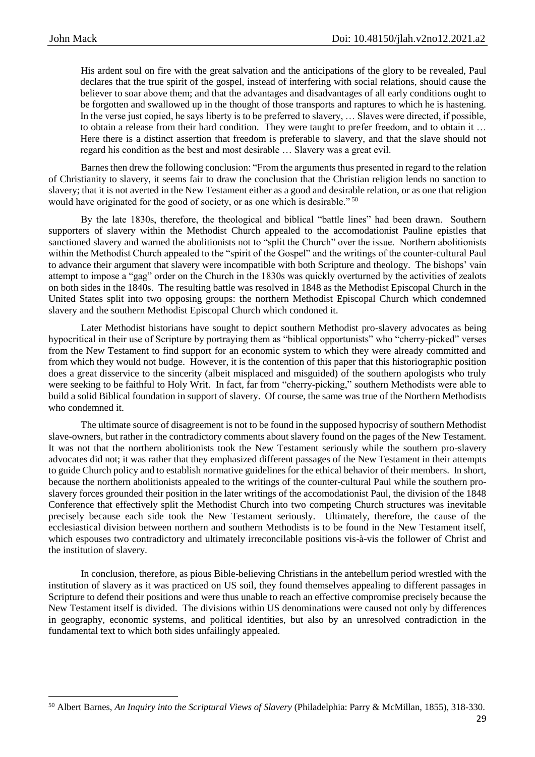> His ardent soul on fire with the great salvation and the anticipations of the glory to be revealed, Paul declares that the true spirit of the gospel, instead of interfering with social relations, should cause the believer to soar above them; and that the advantages and disadvantages of all early conditions ought to be forgotten and swallowed up in the thought of those transports and raptures to which he is hastening. In the verse just copied, he says liberty is to be preferred to slavery, … Slaves were directed, if possible, to obtain a release from their hard condition. They were taught to prefer freedom, and to obtain it … Here there is a distinct assertion that freedom is preferable to slavery, and that the slave should not regard his condition as the best and most desirable … Slavery was a great evil.

Barnes then drew the following conclusion: "From the arguments thus presented in regard to the relation of Christianity to slavery, it seems fair to draw the conclusion that the Christian religion lends no sanction to slavery; that it is not averted in the New Testament either as a good and desirable relation, or as one that religion would have originated for the good of society, or as one which is desirable."[50]

By the late 1830s, therefore, the theological and biblical "battle lines" had been drawn. Southern supporters of slavery within the Methodist Church appealed to the accomodationist Pauline epistles that sanctioned slavery and warned the abolitionists not to "split the Church" over the issue. Northern abolitionists within the Methodist Church appealed to the "spirit of the Gospel" and the writings of the counter-cultural Paul to advance their argument that slavery were incompatible with both Scripture and theology. The bishops' vain attempt to impose a "gag" order on the Church in the 1830s was quickly overturned by the activities of zealots on both sides in the 1840s. The resulting battle was resolved in 1848 as the Methodist Episcopal Church in the United States split into two opposing groups: the northern Methodist Episcopal Church which condemned slavery and the southern Methodist Episcopal Church which condoned it.

Later Methodist historians have sought to depict southern Methodist pro-slavery advocates as being hypocritical in their use of Scripture by portraying them as "biblical opportunists" who "cherry-picked" verses from the New Testament to find support for an economic system to which they were already committed and from which they would not budge. However, it is the contention of this paper that this historiographic position does a great disservice to the sincerity (albeit misplaced and misguided) of the southern apologists who truly were seeking to be faithful to Holy Writ. In fact, far from "cherry-picking," southern Methodists were able to build a solid Biblical foundation in support of slavery. Of course, the same was true of the Northern Methodists who condemned it.

The ultimate source of disagreement is not to be found in the supposed hypocrisy of southern Methodist slave-owners, but rather in the contradictory comments about slavery found on the pages of the New Testament. It was not that the northern abolitionists took the New Testament seriously while the southern pro-slavery advocates did not; it was rather that they emphasized different passages of the New Testament in their attempts to guide Church policy and to establish normative guidelines for the ethical behavior of their members. In short, because the northern abolitionists appealed to the writings of the counter-cultural Paul while the southern pro-slavery forces grounded their position in the later writings of the accomodationist Paul, the division of the 1848 Conference that effectively split the Methodist Church into two competing Church structures was inevitable precisely because each side took the New Testament seriously. Ultimately, therefore, the cause of the ecclesiastical division between northern and southern Methodists is to be found in the New Testament itself, which espouses two contradictory and ultimately irreconcilable positions vis-à-vis the follower of Christ and the institution of slavery.

In conclusion, therefore, as pious Bible-believing Christians in the antebellum period wrestled with the institution of slavery as it was practiced on US soil, they found themselves appealing to different passages in Scripture to defend their positions and were thus unable to reach an effective compromise precisely because the New Testament itself is divided. The divisions within US denominations were caused not only by differences in geography, economic systems, and political identities, but also by an unresolved contradiction in the fundamental text to which both sides unfailingly appealed.

---

[50] Albert Barnes, *An Inquiry into the Scriptural Views of Slavery* (Philadelphia: Parry & McMillan, 1855), 318-330.